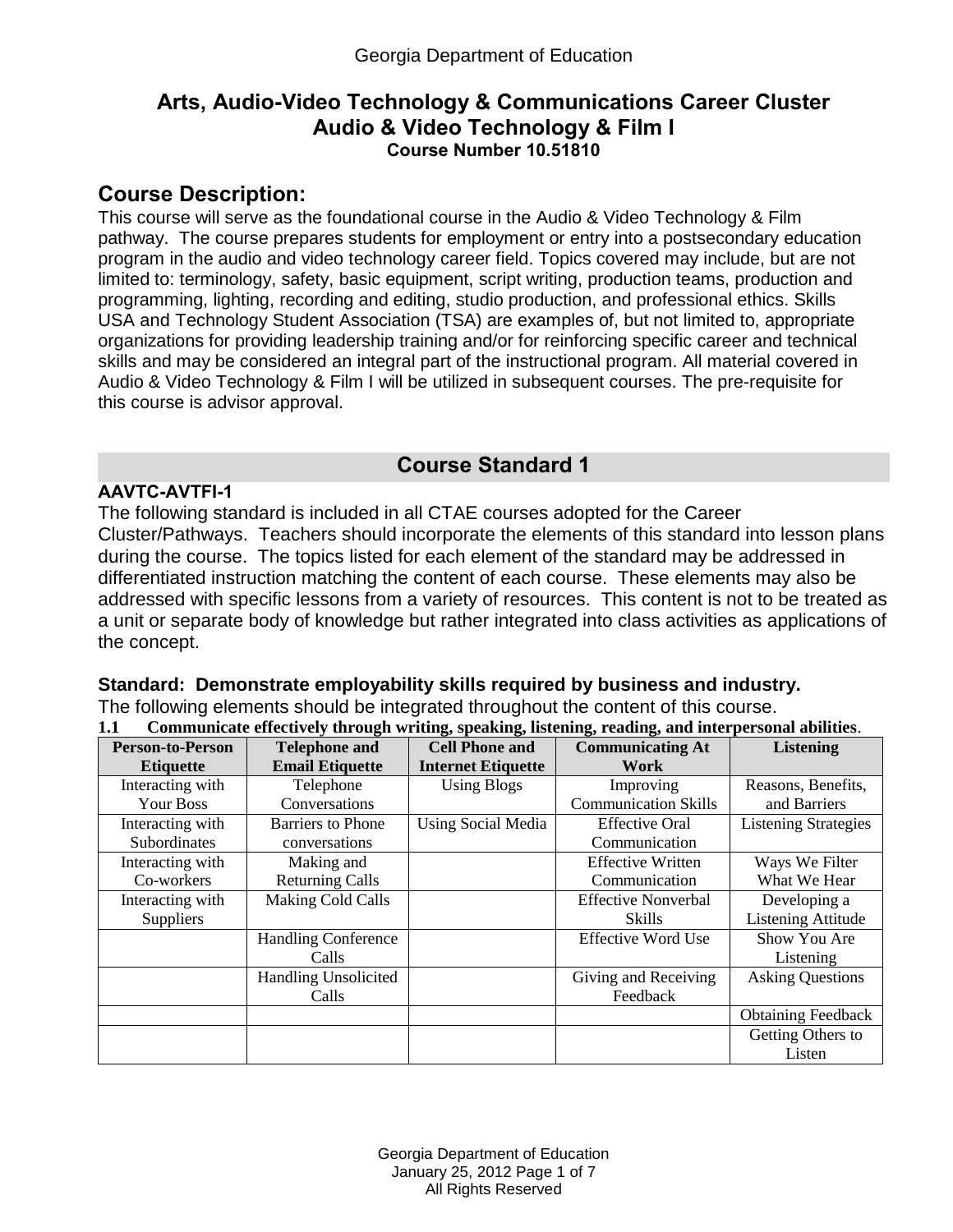# Arts, Audio-Video Technology & Communications Career Cluster
## Audio & Video Technology & Film I
### Course Number 10.51810

## Course Description:

This course will serve as the foundational course in the Audio & Video Technology & Film pathway. The course prepares students for employment or entry into a postsecondary education program in the audio and video technology career field. Topics covered may include, but are not limited to: terminology, safety, basic equipment, script writing, production teams, production and programming, lighting, recording and editing, studio production, and professional ethics. Skills USA and Technology Student Association (TSA) are examples of, but not limited to, appropriate organizations for providing leadership training and/or for reinforcing specific career and technical skills and may be considered an integral part of the instructional program. All material covered in Audio & Video Technology & Film I will be utilized in subsequent courses. The pre-requisite for this course is advisor approval.

## Course Standard 1

**AAVTC-AVTFI-1**

The following standard is included in all CTAE courses adopted for the Career Cluster/Pathways. Teachers should incorporate the elements of this standard into lesson plans during the course. The topics listed for each element of the standard may be addressed in differentiated instruction matching the content of each course. These elements may also be addressed with specific lessons from a variety of resources. This content is not to be treated as a unit or separate body of knowledge but rather integrated into class activities as applications of the concept.

**Standard: Demonstrate employability skills required by business and industry.**

The following elements should be integrated throughout the content of this course.

**1.1 Communicate effectively through writing, speaking, listening, reading, and interpersonal abilities**.

| Person-to-Person Etiquette | Telephone and Email Etiquette | Cell Phone and Internet Etiquette | Communicating At Work | Listening |
|---|---|---|---|---|
| Interacting with Your Boss | Telephone Conversations | Using Blogs | Improving Communication Skills | Reasons, Benefits, and Barriers |
| Interacting with Subordinates | Barriers to Phone conversations | Using Social Media | Effective Oral Communication | Listening Strategies |
| Interacting with Co-workers | Making and Returning Calls | | Effective Written Communication | Ways We Filter What We Hear |
| Interacting with Suppliers | Making Cold Calls | | Effective Nonverbal Skills | Developing a Listening Attitude |
| | Handling Conference Calls | | Effective Word Use | Show You Are Listening |
| | Handling Unsolicited Calls | | Giving and Receiving Feedback | Asking Questions |
| | | | | Obtaining Feedback |
| | | | | Getting Others to Listen |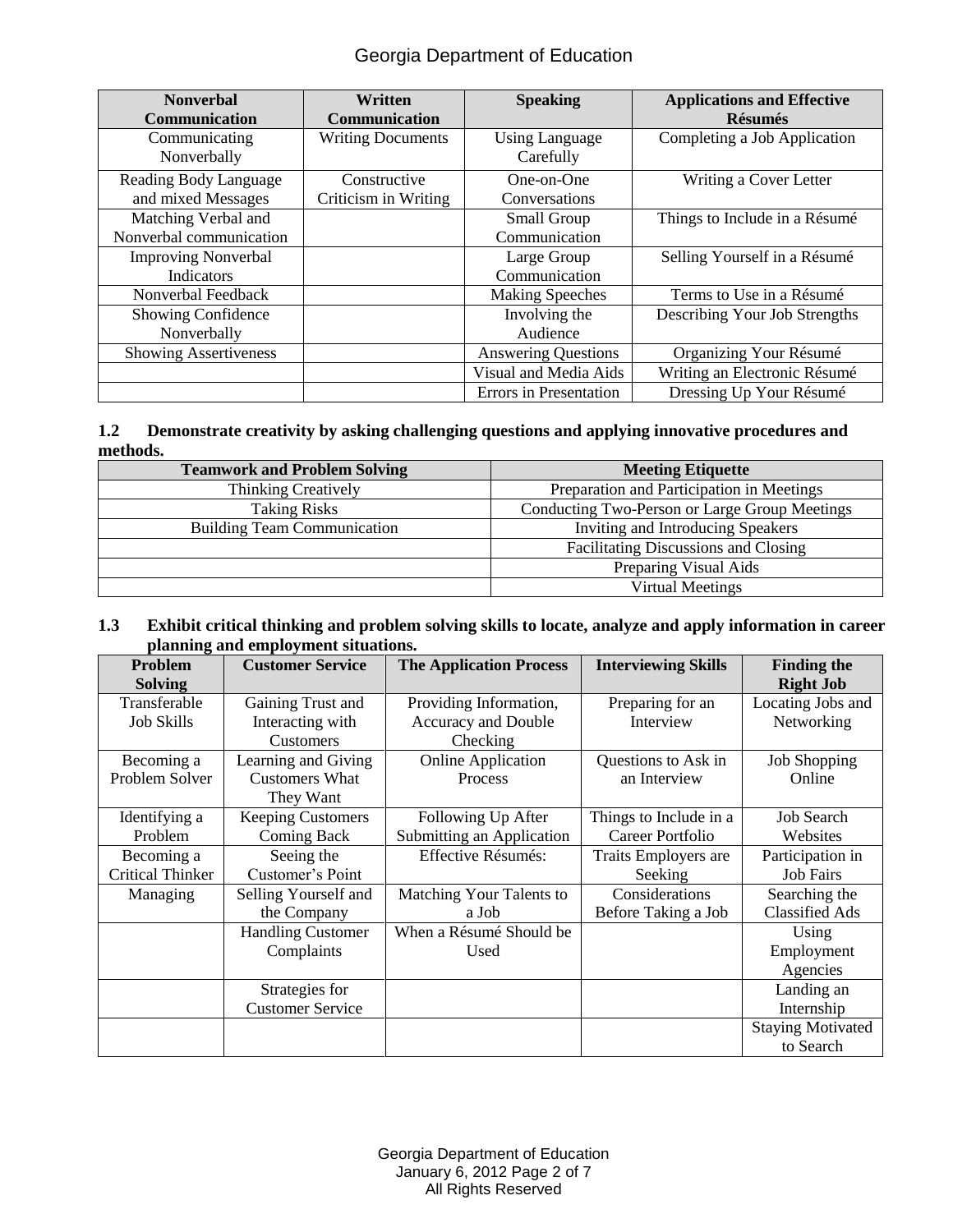| Nonverbal Communication | Written Communication | Speaking | Applications and Effective Résumés |
|---|---|---|---|
| Communicating Nonverbally | Writing Documents | Using Language Carefully | Completing a Job Application |
| Reading Body Language and mixed Messages | Constructive Criticism in Writing | One-on-One Conversations | Writing a Cover Letter |
| Matching Verbal and Nonverbal communication | | Small Group Communication | Things to Include in a Résumé |
| Improving Nonverbal Indicators | | Large Group Communication | Selling Yourself in a Résumé |
| Nonverbal Feedback | | Making Speeches | Terms to Use in a Résumé |
| Showing Confidence Nonverbally | | Involving the Audience | Describing Your Job Strengths |
| Showing Assertiveness | | Answering Questions | Organizing Your Résumé |
| | | Visual and Media Aids | Writing an Electronic Résumé |
| | | Errors in Presentation | Dressing Up Your Résumé |

**1.2 Demonstrate creativity by asking challenging questions and applying innovative procedures and methods.**

| Teamwork and Problem Solving | Meeting Etiquette |
|---|---|
| Thinking Creatively | Preparation and Participation in Meetings |
| Taking Risks | Conducting Two-Person or Large Group Meetings |
| Building Team Communication | Inviting and Introducing Speakers |
| | Facilitating Discussions and Closing |
| | Preparing Visual Aids |
| | Virtual Meetings |

**1.3 Exhibit critical thinking and problem solving skills to locate, analyze and apply information in career planning and employment situations.**

| Problem Solving | Customer Service | The Application Process | Interviewing Skills | Finding the Right Job |
|---|---|---|---|---|
| Transferable Job Skills | Gaining Trust and Interacting with Customers | Providing Information, Accuracy and Double Checking | Preparing for an Interview | Locating Jobs and Networking |
| Becoming a Problem Solver | Learning and Giving Customers What They Want | Online Application Process | Questions to Ask in an Interview | Job Shopping Online |
| Identifying a Problem | Keeping Customers Coming Back | Following Up After Submitting an Application | Things to Include in a Career Portfolio | Job Search Websites |
| Becoming a Critical Thinker | Seeing the Customer's Point | Effective Résumés: | Traits Employers are Seeking | Participation in Job Fairs |
| Managing | Selling Yourself and the Company | Matching Your Talents to a Job | Considerations Before Taking a Job | Searching the Classified Ads |
| | Handling Customer Complaints | When a Résumé Should be Used | | Using Employment Agencies |
| | Strategies for Customer Service | | | Landing an Internship |
| | | | | Staying Motivated to Search |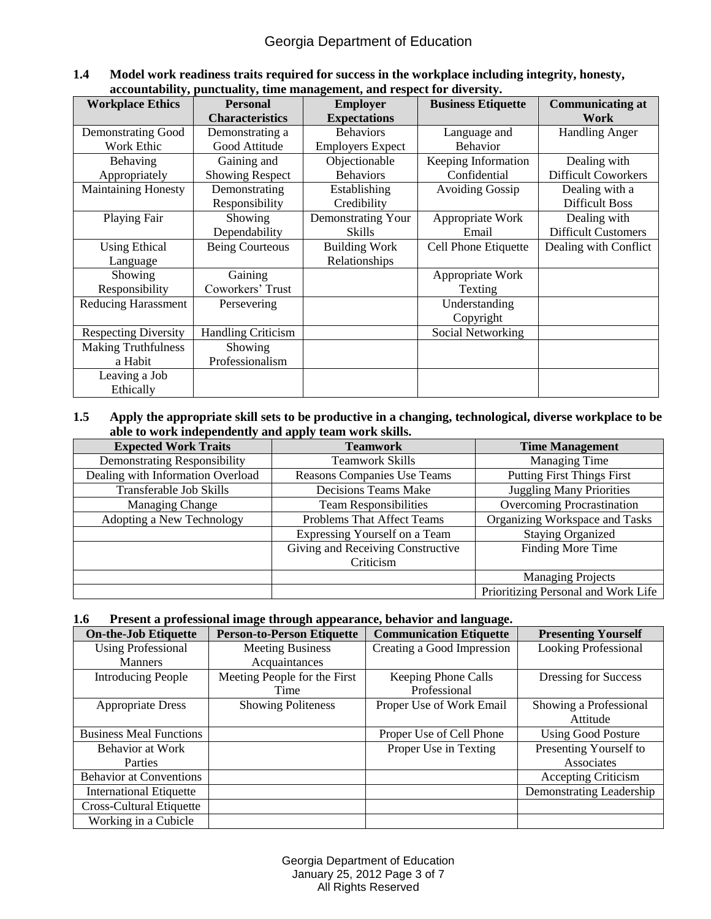**1.4 Model work readiness traits required for success in the workplace including integrity, honesty, accountability, punctuality, time management, and respect for diversity.**

| Workplace Ethics | Personal Characteristics | Employer Expectations | Business Etiquette | Communicating at Work |
|---|---|---|---|---|
| Demonstrating Good Work Ethic | Demonstrating a Good Attitude | Behaviors Employers Expect | Language and Behavior | Handling Anger |
| Behaving Appropriately | Gaining and Showing Respect | Objectionable Behaviors | Keeping Information Confidential | Dealing with Difficult Coworkers |
| Maintaining Honesty | Demonstrating Responsibility | Establishing Credibility | Avoiding Gossip | Dealing with a Difficult Boss |
| Playing Fair | Showing Dependability | Demonstrating Your Skills | Appropriate Work Email | Dealing with Difficult Customers |
| Using Ethical Language | Being Courteous | Building Work Relationships | Cell Phone Etiquette | Dealing with Conflict |
| Showing Responsibility | Gaining Coworkers' Trust | | Appropriate Work Texting | |
| Reducing Harassment | Persevering | | Understanding Copyright | |
| Respecting Diversity | Handling Criticism | | Social Networking | |
| Making Truthfulness a Habit | Showing Professionalism | | | |
| Leaving a Job Ethically | | | | |

**1.5 Apply the appropriate skill sets to be productive in a changing, technological, diverse workplace to be able to work independently and apply team work skills.**

| Expected Work Traits | Teamwork | Time Management |
|---|---|---|
| Demonstrating Responsibility | Teamwork Skills | Managing Time |
| Dealing with Information Overload | Reasons Companies Use Teams | Putting First Things First |
| Transferable Job Skills | Decisions Teams Make | Juggling Many Priorities |
| Managing Change | Team Responsibilities | Overcoming Procrastination |
| Adopting a New Technology | Problems That Affect Teams | Organizing Workspace and Tasks |
| | Expressing Yourself on a Team | Staying Organized |
| | Giving and Receiving Constructive Criticism | Finding More Time |
| | | Managing Projects |
| | | Prioritizing Personal and Work Life |

**1.6 Present a professional image through appearance, behavior and language.**

| On-the-Job Etiquette | Person-to-Person Etiquette | Communication Etiquette | Presenting Yourself |
|---|---|---|---|
| Using Professional Manners | Meeting Business Acquaintances | Creating a Good Impression | Looking Professional |
| Introducing People | Meeting People for the First Time | Keeping Phone Calls Professional | Dressing for Success |
| Appropriate Dress | Showing Politeness | Proper Use of Work Email | Showing a Professional Attitude |
| Business Meal Functions | | Proper Use of Cell Phone | Using Good Posture |
| Behavior at Work Parties | | Proper Use in Texting | Presenting Yourself to Associates |
| Behavior at Conventions | | | Accepting Criticism |
| International Etiquette | | | Demonstrating Leadership |
| Cross-Cultural Etiquette | | | |
| Working in a Cubicle | | | |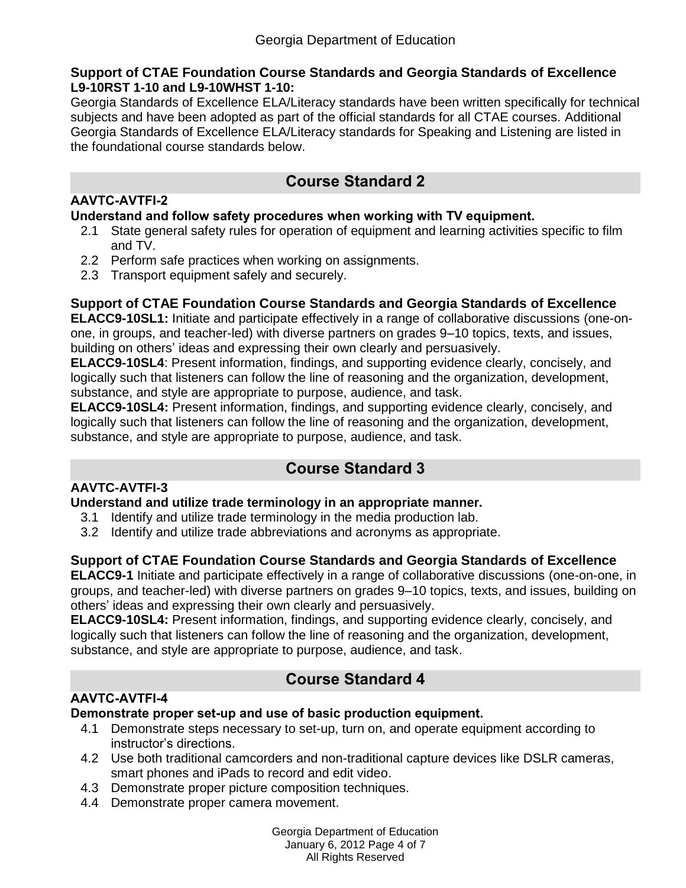**Support of CTAE Foundation Course Standards and Georgia Standards of Excellence L9-10RST 1-10 and L9-10WHST 1-10:**

Georgia Standards of Excellence ELA/Literacy standards have been written specifically for technical subjects and have been adopted as part of the official standards for all CTAE courses. Additional Georgia Standards of Excellence ELA/Literacy standards for Speaking and Listening are listed in the foundational course standards below.

## Course Standard 2

**AAVTC-AVTFI-2**

**Understand and follow safety procedures when working with TV equipment.**

2.1 State general safety rules for operation of equipment and learning activities specific to film and TV.

2.2 Perform safe practices when working on assignments.

2.3 Transport equipment safely and securely.

**Support of CTAE Foundation Course Standards and Georgia Standards of Excellence**

**ELACC9-10SL1:** Initiate and participate effectively in a range of collaborative discussions (one-on-one, in groups, and teacher-led) with diverse partners on grades 9–10 topics, texts, and issues, building on others' ideas and expressing their own clearly and persuasively.

**ELACC9-10SL4**: Present information, findings, and supporting evidence clearly, concisely, and logically such that listeners can follow the line of reasoning and the organization, development, substance, and style are appropriate to purpose, audience, and task.

**ELACC9-10SL4:** Present information, findings, and supporting evidence clearly, concisely, and logically such that listeners can follow the line of reasoning and the organization, development, substance, and style are appropriate to purpose, audience, and task.

## Course Standard 3

**AAVTC-AVTFI-3**

**Understand and utilize trade terminology in an appropriate manner.**

3.1 Identify and utilize trade terminology in the media production lab.

3.2 Identify and utilize trade abbreviations and acronyms as appropriate.

**Support of CTAE Foundation Course Standards and Georgia Standards of Excellence**

**ELACC9-1** Initiate and participate effectively in a range of collaborative discussions (one-on-one, in groups, and teacher-led) with diverse partners on grades 9–10 topics, texts, and issues, building on others' ideas and expressing their own clearly and persuasively.

**ELACC9-10SL4:** Present information, findings, and supporting evidence clearly, concisely, and logically such that listeners can follow the line of reasoning and the organization, development, substance, and style are appropriate to purpose, audience, and task.

## Course Standard 4

**AAVTC-AVTFI-4**

**Demonstrate proper set-up and use of basic production equipment.**

4.1 Demonstrate steps necessary to set-up, turn on, and operate equipment according to instructor's directions.

4.2 Use both traditional camcorders and non-traditional capture devices like DSLR cameras, smart phones and iPads to record and edit video.

4.3 Demonstrate proper picture composition techniques.

4.4 Demonstrate proper camera movement.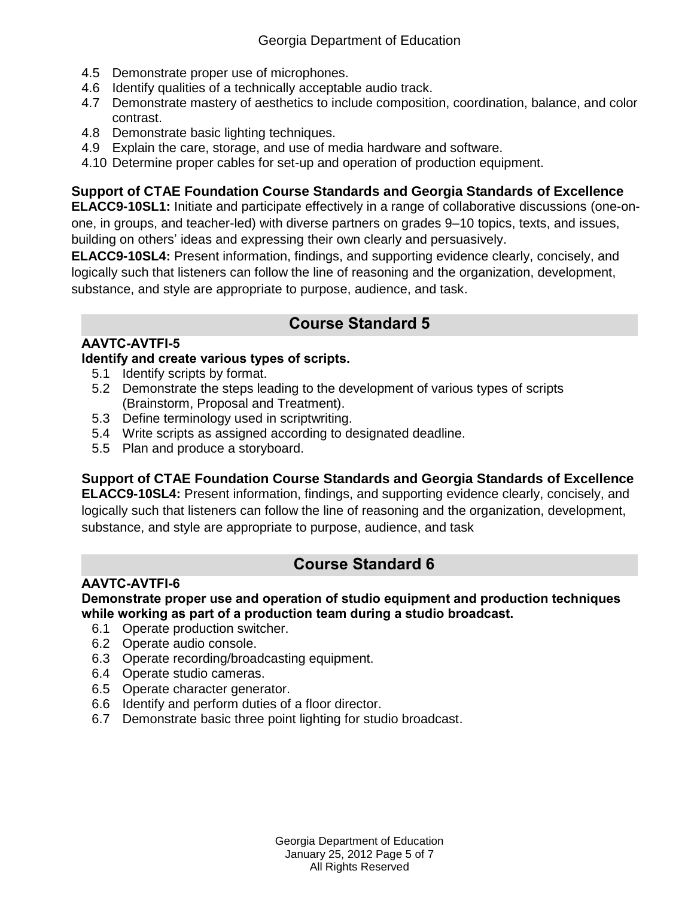4.5 Demonstrate proper use of microphones.
4.6 Identify qualities of a technically acceptable audio track.
4.7 Demonstrate mastery of aesthetics to include composition, coordination, balance, and color contrast.
4.8 Demonstrate basic lighting techniques.
4.9 Explain the care, storage, and use of media hardware and software.
4.10 Determine proper cables for set-up and operation of production equipment.

**Support of CTAE Foundation Course Standards and Georgia Standards of Excellence**

**ELACC9-10SL1:** Initiate and participate effectively in a range of collaborative discussions (one-on-one, in groups, and teacher-led) with diverse partners on grades 9–10 topics, texts, and issues, building on others' ideas and expressing their own clearly and persuasively.

**ELACC9-10SL4:** Present information, findings, and supporting evidence clearly, concisely, and logically such that listeners can follow the line of reasoning and the organization, development, substance, and style are appropriate to purpose, audience, and task.

## Course Standard 5

**AAVTC-AVTFI-5**

**Identify and create various types of scripts.**

5.1 Identify scripts by format.
5.2 Demonstrate the steps leading to the development of various types of scripts (Brainstorm, Proposal and Treatment).
5.3 Define terminology used in scriptwriting.
5.4 Write scripts as assigned according to designated deadline.
5.5 Plan and produce a storyboard.

**Support of CTAE Foundation Course Standards and Georgia Standards of Excellence**

**ELACC9-10SL4:** Present information, findings, and supporting evidence clearly, concisely, and logically such that listeners can follow the line of reasoning and the organization, development, substance, and style are appropriate to purpose, audience, and task

## Course Standard 6

**AAVTC-AVTFI-6**

**Demonstrate proper use and operation of studio equipment and production techniques while working as part of a production team during a studio broadcast.**

6.1 Operate production switcher.
6.2 Operate audio console.
6.3 Operate recording/broadcasting equipment.
6.4 Operate studio cameras.
6.5 Operate character generator.
6.6 Identify and perform duties of a floor director.
6.7 Demonstrate basic three point lighting for studio broadcast.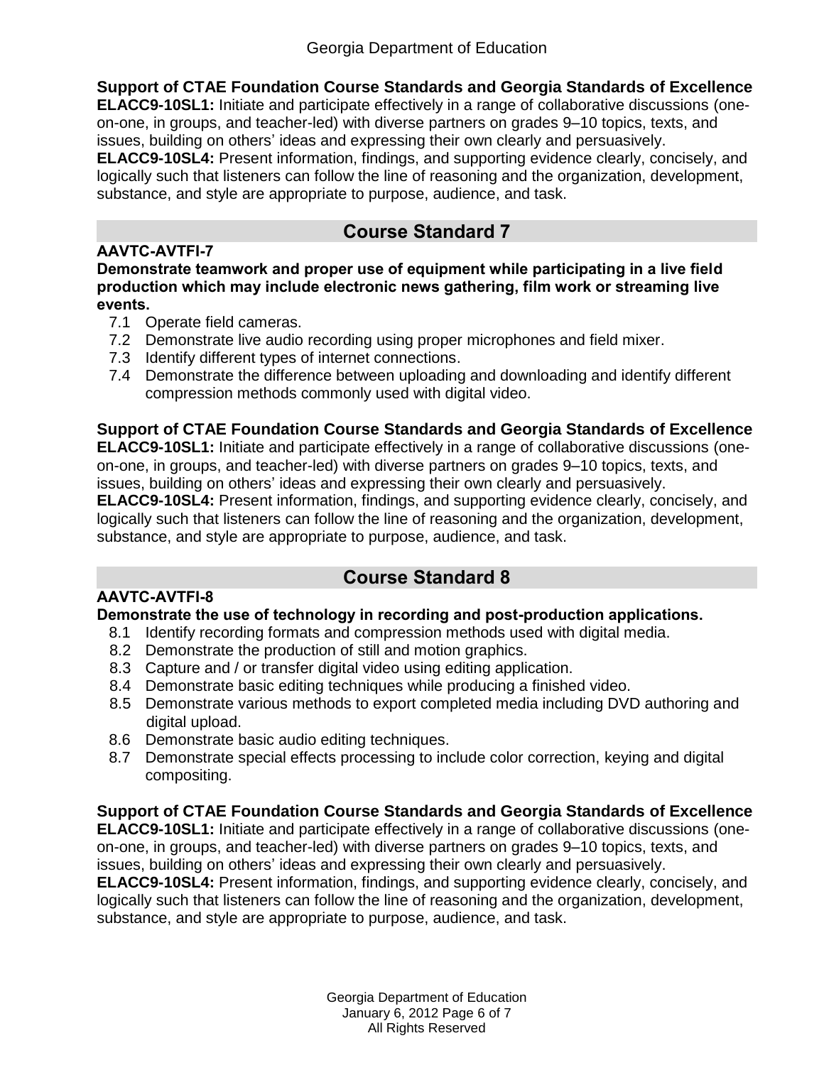**Support of CTAE Foundation Course Standards and Georgia Standards of Excellence**

**ELACC9-10SL1:** Initiate and participate effectively in a range of collaborative discussions (one-on-one, in groups, and teacher-led) with diverse partners on grades 9–10 topics, texts, and issues, building on others' ideas and expressing their own clearly and persuasively.

**ELACC9-10SL4:** Present information, findings, and supporting evidence clearly, concisely, and logically such that listeners can follow the line of reasoning and the organization, development, substance, and style are appropriate to purpose, audience, and task.

## Course Standard 7

**AAVTC-AVTFI-7**

**Demonstrate teamwork and proper use of equipment while participating in a live field production which may include electronic news gathering, film work or streaming live events.**

7.1 Operate field cameras.
7.2 Demonstrate live audio recording using proper microphones and field mixer.
7.3 Identify different types of internet connections.
7.4 Demonstrate the difference between uploading and downloading and identify different compression methods commonly used with digital video.

**Support of CTAE Foundation Course Standards and Georgia Standards of Excellence**

**ELACC9-10SL1:** Initiate and participate effectively in a range of collaborative discussions (one-on-one, in groups, and teacher-led) with diverse partners on grades 9–10 topics, texts, and issues, building on others' ideas and expressing their own clearly and persuasively.

**ELACC9-10SL4:** Present information, findings, and supporting evidence clearly, concisely, and logically such that listeners can follow the line of reasoning and the organization, development, substance, and style are appropriate to purpose, audience, and task.

## Course Standard 8

**AAVTC-AVTFI-8**

**Demonstrate the use of technology in recording and post-production applications.**

8.1 Identify recording formats and compression methods used with digital media.
8.2 Demonstrate the production of still and motion graphics.
8.3 Capture and / or transfer digital video using editing application.
8.4 Demonstrate basic editing techniques while producing a finished video.
8.5 Demonstrate various methods to export completed media including DVD authoring and digital upload.
8.6 Demonstrate basic audio editing techniques.
8.7 Demonstrate special effects processing to include color correction, keying and digital compositing.

**Support of CTAE Foundation Course Standards and Georgia Standards of Excellence**

**ELACC9-10SL1:** Initiate and participate effectively in a range of collaborative discussions (one-on-one, in groups, and teacher-led) with diverse partners on grades 9–10 topics, texts, and issues, building on others' ideas and expressing their own clearly and persuasively.

**ELACC9-10SL4:** Present information, findings, and supporting evidence clearly, concisely, and logically such that listeners can follow the line of reasoning and the organization, development, substance, and style are appropriate to purpose, audience, and task.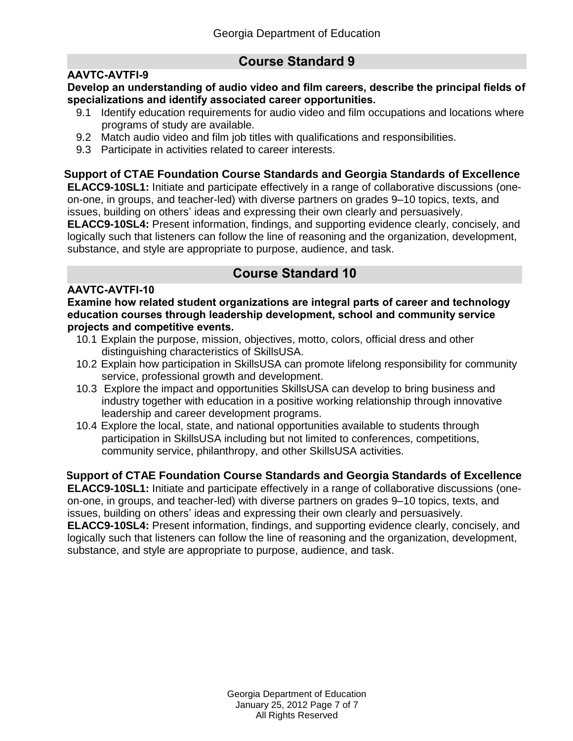## Course Standard 9

**AAVTC-AVTFI-9**

**Develop an understanding of audio video and film careers, describe the principal fields of specializations and identify associated career opportunities.**

9.1 Identify education requirements for audio video and film occupations and locations where programs of study are available.

9.2 Match audio video and film job titles with qualifications and responsibilities.

9.3 Participate in activities related to career interests.

**Support of CTAE Foundation Course Standards and Georgia Standards of Excellence**

**ELACC9-10SL1:** Initiate and participate effectively in a range of collaborative discussions (one-on-one, in groups, and teacher-led) with diverse partners on grades 9–10 topics, texts, and issues, building on others' ideas and expressing their own clearly and persuasively.

**ELACC9-10SL4:** Present information, findings, and supporting evidence clearly, concisely, and logically such that listeners can follow the line of reasoning and the organization, development, substance, and style are appropriate to purpose, audience, and task.

## Course Standard 10

**AAVTC-AVTFI-10**

**Examine how related student organizations are integral parts of career and technology education courses through leadership development, school and community service projects and competitive events.**

10.1 Explain the purpose, mission, objectives, motto, colors, official dress and other distinguishing characteristics of SkillsUSA.

10.2 Explain how participation in SkillsUSA can promote lifelong responsibility for community service, professional growth and development.

10.3 Explore the impact and opportunities SkillsUSA can develop to bring business and industry together with education in a positive working relationship through innovative leadership and career development programs.

10.4 Explore the local, state, and national opportunities available to students through participation in SkillsUSA including but not limited to conferences, competitions, community service, philanthropy, and other SkillsUSA activities.

**Support of CTAE Foundation Course Standards and Georgia Standards of Excellence**

**ELACC9-10SL1:** Initiate and participate effectively in a range of collaborative discussions (one-on-one, in groups, and teacher-led) with diverse partners on grades 9–10 topics, texts, and issues, building on others' ideas and expressing their own clearly and persuasively.

**ELACC9-10SL4:** Present information, findings, and supporting evidence clearly, concisely, and logically such that listeners can follow the line of reasoning and the organization, development, substance, and style are appropriate to purpose, audience, and task.